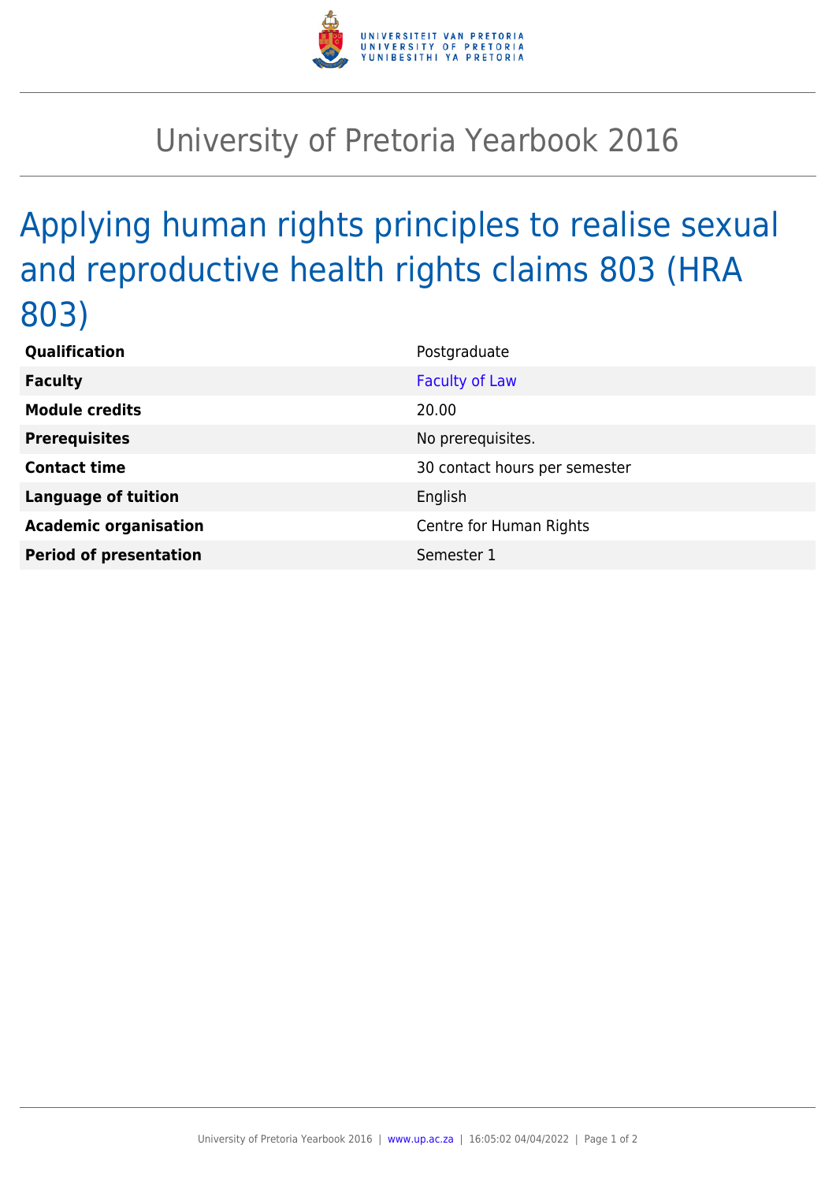# University of Pretoria Yearbook 2016

## Applying human rights principles to realise sexual and reproductive health rights claims 803 (HRA 803)

| | |
|---|---|
| **Qualification** | Postgraduate |
| **Faculty** | Faculty of Law |
| **Module credits** | 20.00 |
| **Prerequisites** | No prerequisites. |
| **Contact time** | 30 contact hours per semester |
| **Language of tuition** | English |
| **Academic organisation** | Centre for Human Rights |
| **Period of presentation** | Semester 1 |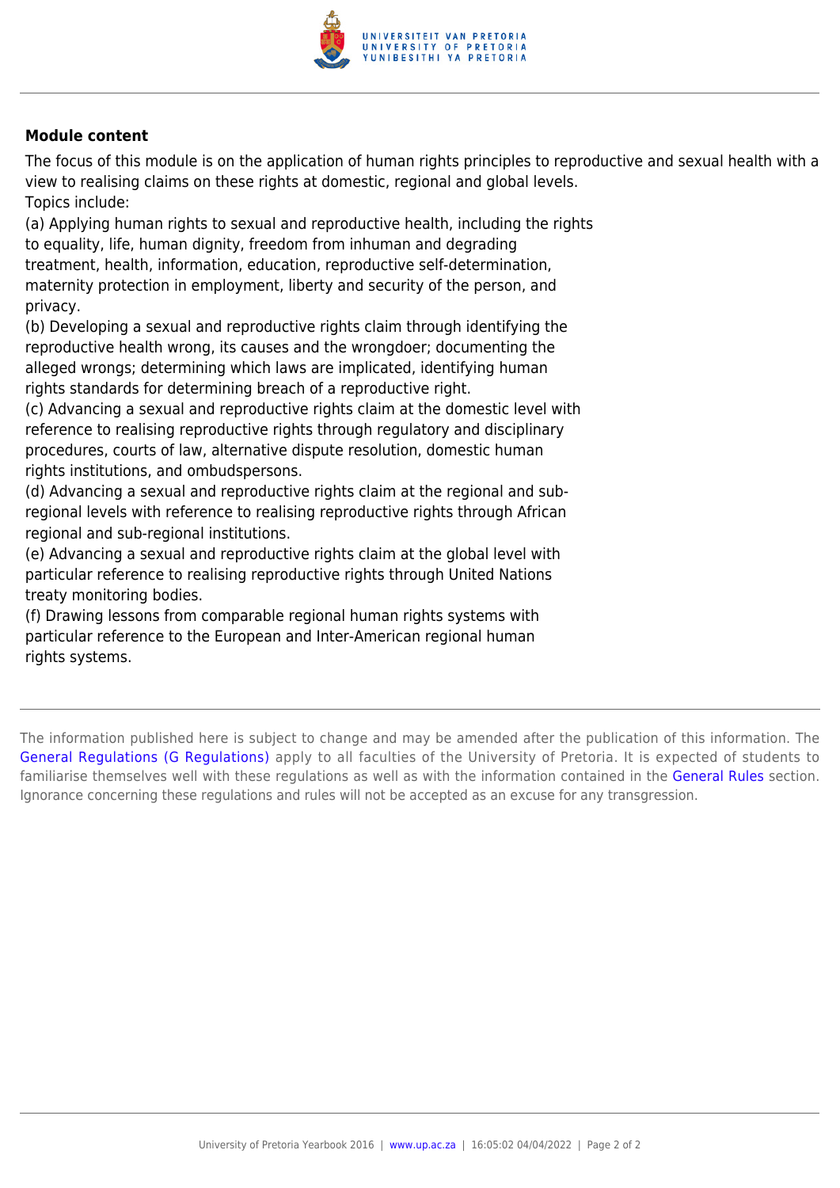**Module content**

The focus of this module is on the application of human rights principles to reproductive and sexual health with a view to realising claims on these rights at domestic, regional and global levels.
Topics include:

(a) Applying human rights to sexual and reproductive health, including the rights to equality, life, human dignity, freedom from inhuman and degrading treatment, health, information, education, reproductive self-determination, maternity protection in employment, liberty and security of the person, and privacy.

(b) Developing a sexual and reproductive rights claim through identifying the reproductive health wrong, its causes and the wrongdoer; documenting the alleged wrongs; determining which laws are implicated, identifying human rights standards for determining breach of a reproductive right.

(c) Advancing a sexual and reproductive rights claim at the domestic level with reference to realising reproductive rights through regulatory and disciplinary procedures, courts of law, alternative dispute resolution, domestic human rights institutions, and ombudspersons.

(d) Advancing a sexual and reproductive rights claim at the regional and sub-regional levels with reference to realising reproductive rights through African regional and sub-regional institutions.

(e) Advancing a sexual and reproductive rights claim at the global level with particular reference to realising reproductive rights through United Nations treaty monitoring bodies.

(f) Drawing lessons from comparable regional human rights systems with particular reference to the European and Inter-American regional human rights systems.

---

The information published here is subject to change and may be amended after the publication of this information. The General Regulations (G Regulations) apply to all faculties of the University of Pretoria. It is expected of students to familiarise themselves well with these regulations as well as with the information contained in the General Rules section. Ignorance concerning these regulations and rules will not be accepted as an excuse for any transgression.